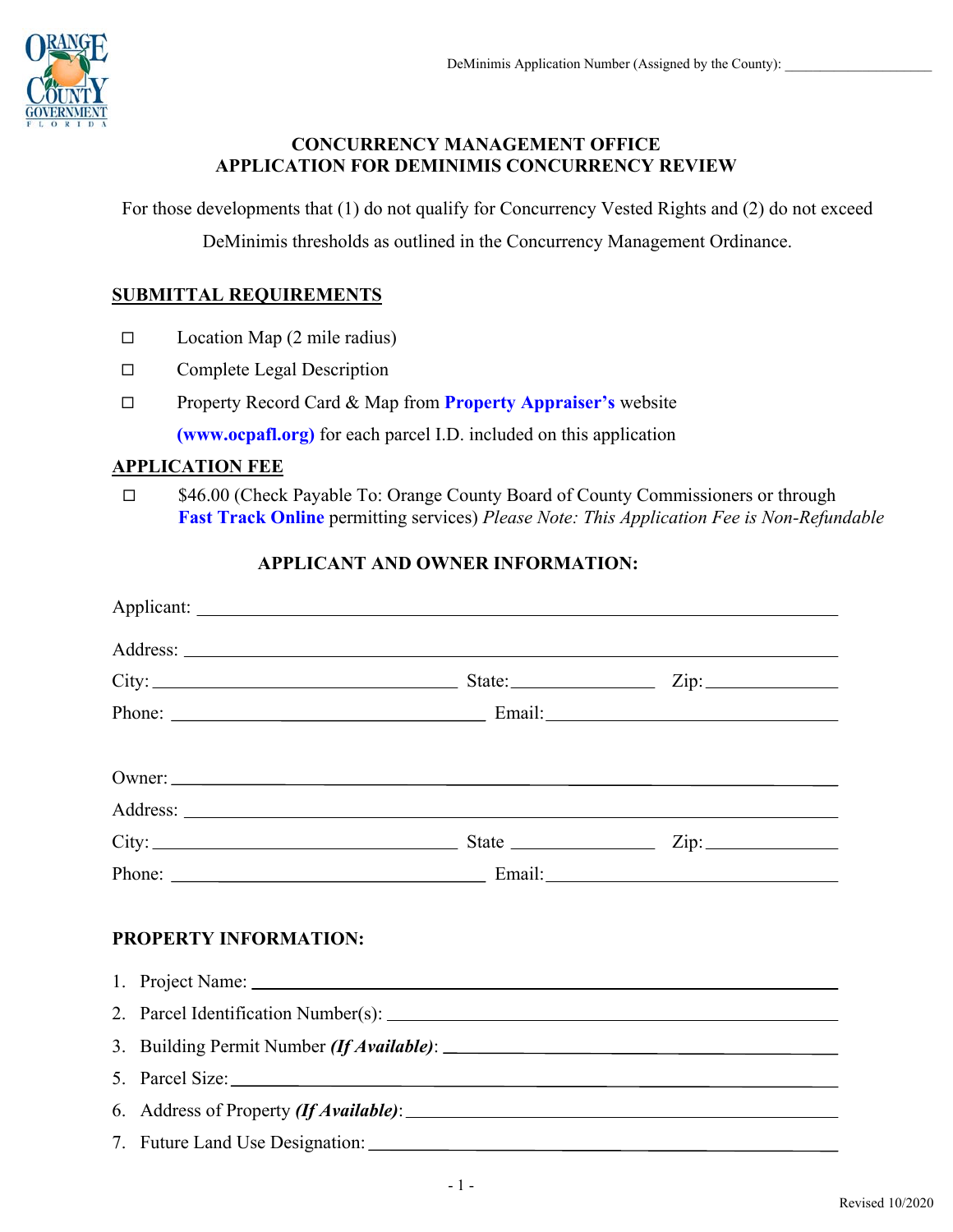DeMinimis Application Number (Assigned by the County): ____________________

# CONCURRENCY MANAGEMENT OFFICE
# APPLICATION FOR DEMINIMIS CONCURRENCY REVIEW

For those developments that (1) do not qualify for Concurrency Vested Rights and (2) do not exceed DeMinimis thresholds as outlined in the Concurrency Management Ordinance.

## SUBMITTAL REQUIREMENTS

- ☐ Location Map (2 mile radius)
- ☐ Complete Legal Description
- ☐ Property Record Card & Map from **Property Appraiser's** website **(www.ocpafl.org)** for each parcel I.D. included on this application

## APPLICATION FEE

- ☐ $46.00 (Check Payable To: Orange County Board of County Commissioners or through **Fast Track Online** permitting services) *Please Note: This Application Fee is Non-Refundable*

## APPLICANT AND OWNER INFORMATION:

Applicant: ____________________________________________

Address: ____________________________________________

City: ____________________ State: ____________ Zip: ____________

Phone: ____________________ Email: ____________________

Owner: ____________________________________________

Address: ____________________________________________

City: ____________________ State ____________ Zip: ____________

Phone: ____________________ Email: ____________________

## PROPERTY INFORMATION:

1. Project Name: ____________________________________________
2. Parcel Identification Number(s): ____________________________________________
3. Building Permit Number ***(If Available)***: ____________________________________________
5. Parcel Size: ____________________________________________
6. Address of Property ***(If Available)***: ____________________________________________
7. Future Land Use Designation: ____________________________________________

Revised 10/2020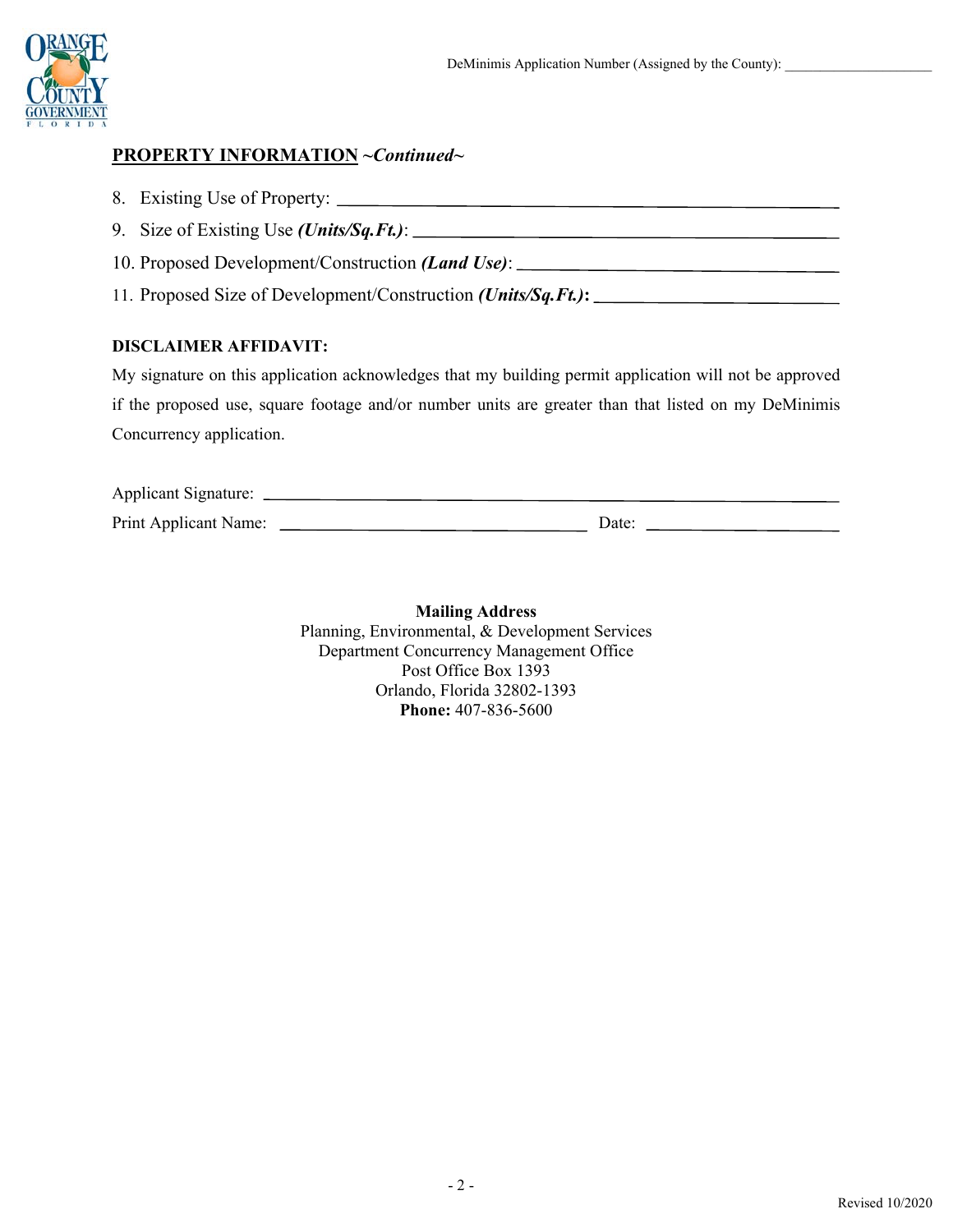DeMinimis Application Number (Assigned by the County): ____________________

**PROPERTY INFORMATION** ***~Continued~***

8. Existing Use of Property: ______________________________________________
9. Size of Existing Use ***(Units/Sq.Ft.)***: ______________________________________________
10. Proposed Development/Construction ***(Land Use)***: ______________________________________
11. Proposed Size of Development/Construction ***(Units/Sq.Ft.)*****:** __________________________

**DISCLAIMER AFFIDAVIT:**

My signature on this application acknowledges that my building permit application will not be approved if the proposed use, square footage and/or number units are greater than that listed on my DeMinimis Concurrency application.

Applicant Signature: ______________________________________________

Print Applicant Name: ______________________________ Date: ____________________

**Mailing Address**
Planning, Environmental, & Development Services
Department Concurrency Management Office
Post Office Box 1393
Orlando, Florida 32802-1393
**Phone:** 407-836-5600

Revised 10/2020